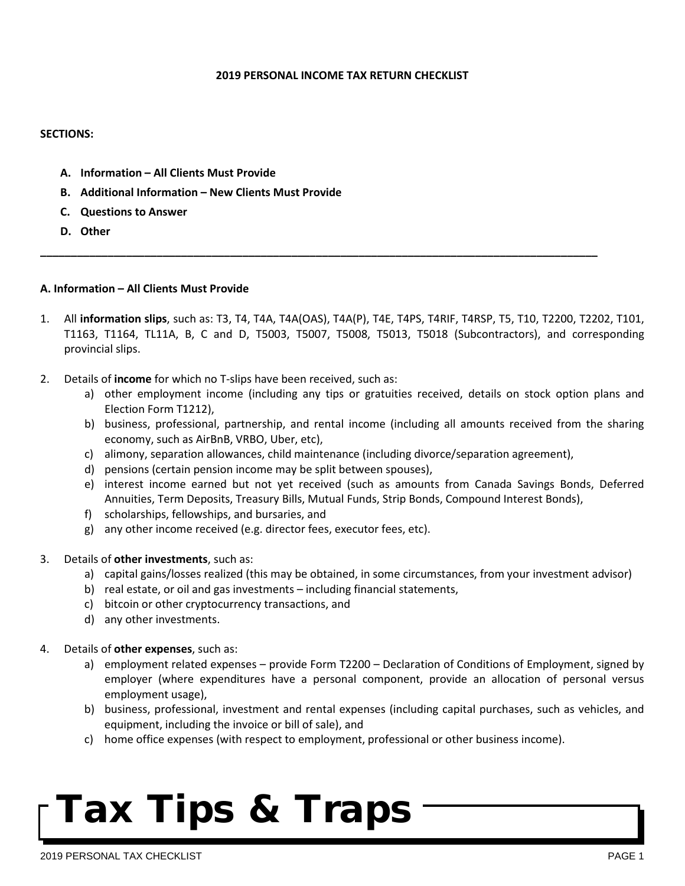# 2019 PERSONAL INCOME TAX RETURN CHECKLIST

**SECTIONS:**

A. **Information – All Clients Must Provide**
B. **Additional Information – New Clients Must Provide**
C. **Questions to Answer**
D. **Other**

---

## A. Information – All Clients Must Provide

1. All **information slips**, such as: T3, T4, T4A, T4A(OAS), T4A(P), T4E, T4PS, T4RIF, T4RSP, T5, T10, T2200, T2202, T101, T1163, T1164, TL11A, B, C and D, T5003, T5007, T5008, T5013, T5018 (Subcontractors), and corresponding provincial slips.

2. Details of **income** for which no T-slips have been received, such as:
   a) other employment income (including any tips or gratuities received, details on stock option plans and Election Form T1212),
   b) business, professional, partnership, and rental income (including all amounts received from the sharing economy, such as AirBnB, VRBO, Uber, etc),
   c) alimony, separation allowances, child maintenance (including divorce/separation agreement),
   d) pensions (certain pension income may be split between spouses),
   e) interest income earned but not yet received (such as amounts from Canada Savings Bonds, Deferred Annuities, Term Deposits, Treasury Bills, Mutual Funds, Strip Bonds, Compound Interest Bonds),
   f) scholarships, fellowships, and bursaries, and
   g) any other income received (e.g. director fees, executor fees, etc).

3. Details of **other investments**, such as:
   a) capital gains/losses realized (this may be obtained, in some circumstances, from your investment advisor)
   b) real estate, or oil and gas investments – including financial statements,
   c) bitcoin or other cryptocurrency transactions, and
   d) any other investments.

4. Details of **other expenses**, such as:
   a) employment related expenses – provide Form T2200 – Declaration of Conditions of Employment, signed by employer (where expenditures have a personal component, provide an allocation of personal versus employment usage),
   b) business, professional, investment and rental expenses (including capital purchases, such as vehicles, and equipment, including the invoice or bill of sale), and
   c) home office expenses (with respect to employment, professional or other business income).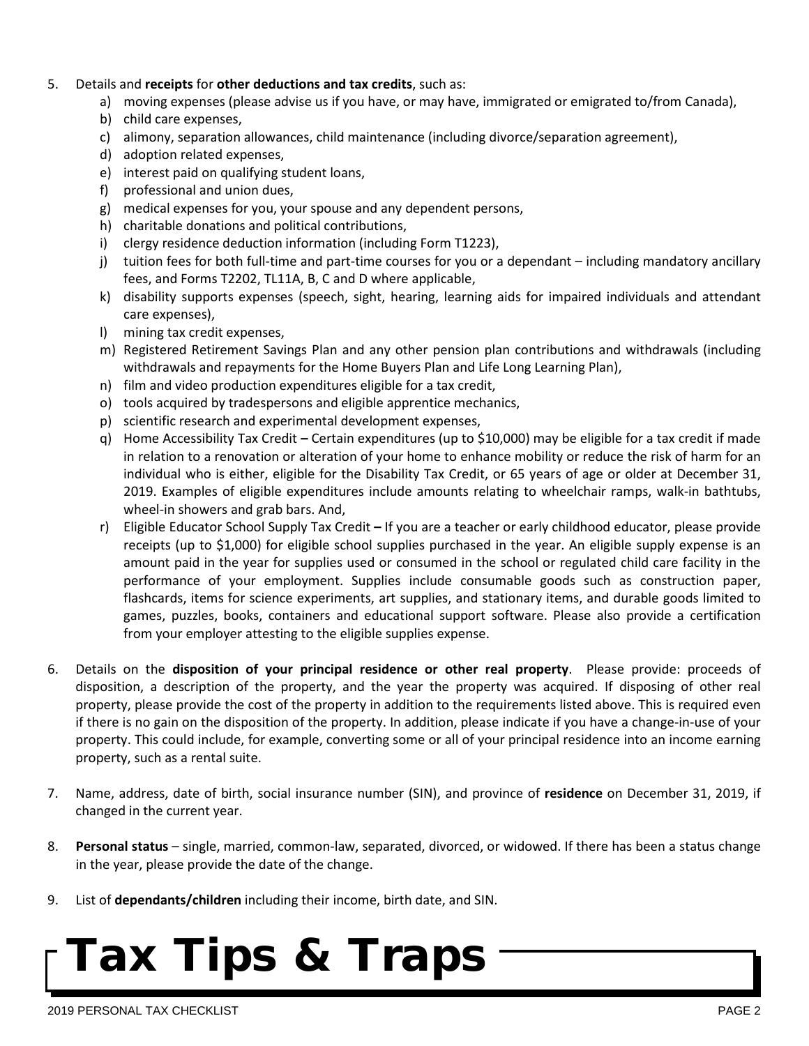5. Details and **receipts** for **other deductions and tax credits**, such as:
   a) moving expenses (please advise us if you have, or may have, immigrated or emigrated to/from Canada),
   b) child care expenses,
   c) alimony, separation allowances, child maintenance (including divorce/separation agreement),
   d) adoption related expenses,
   e) interest paid on qualifying student loans,
   f) professional and union dues,
   g) medical expenses for you, your spouse and any dependent persons,
   h) charitable donations and political contributions,
   i) clergy residence deduction information (including Form T1223),
   j) tuition fees for both full-time and part-time courses for you or a dependant – including mandatory ancillary fees, and Forms T2202, TL11A, B, C and D where applicable,
   k) disability supports expenses (speech, sight, hearing, learning aids for impaired individuals and attendant care expenses),
   l) mining tax credit expenses,
   m) Registered Retirement Savings Plan and any other pension plan contributions and withdrawals (including withdrawals and repayments for the Home Buyers Plan and Life Long Learning Plan),
   n) film and video production expenditures eligible for a tax credit,
   o) tools acquired by tradespersons and eligible apprentice mechanics,
   p) scientific research and experimental development expenses,
   q) Home Accessibility Tax Credit **–** Certain expenditures (up to $10,000) may be eligible for a tax credit if made in relation to a renovation or alteration of your home to enhance mobility or reduce the risk of harm for an individual who is either, eligible for the Disability Tax Credit, or 65 years of age or older at December 31, 2019. Examples of eligible expenditures include amounts relating to wheelchair ramps, walk-in bathtubs, wheel-in showers and grab bars. And,
   r) Eligible Educator School Supply Tax Credit **–** If you are a teacher or early childhood educator, please provide receipts (up to $1,000) for eligible school supplies purchased in the year. An eligible supply expense is an amount paid in the year for supplies used or consumed in the school or regulated child care facility in the performance of your employment. Supplies include consumable goods such as construction paper, flashcards, items for science experiments, art supplies, and stationary items, and durable goods limited to games, puzzles, books, containers and educational support software. Please also provide a certification from your employer attesting to the eligible supplies expense.

6. Details on the **disposition of your principal residence or other real property**. Please provide: proceeds of disposition, a description of the property, and the year the property was acquired. If disposing of other real property, please provide the cost of the property in addition to the requirements listed above. This is required even if there is no gain on the disposition of the property. In addition, please indicate if you have a change-in-use of your property. This could include, for example, converting some or all of your principal residence into an income earning property, such as a rental suite.

7. Name, address, date of birth, social insurance number (SIN), and province of **residence** on December 31, 2019, if changed in the current year.

8. **Personal status** – single, married, common-law, separated, divorced, or widowed. If there has been a status change in the year, please provide the date of the change.

9. List of **dependants/children** including their income, birth date, and SIN.

# Tax Tips & Traps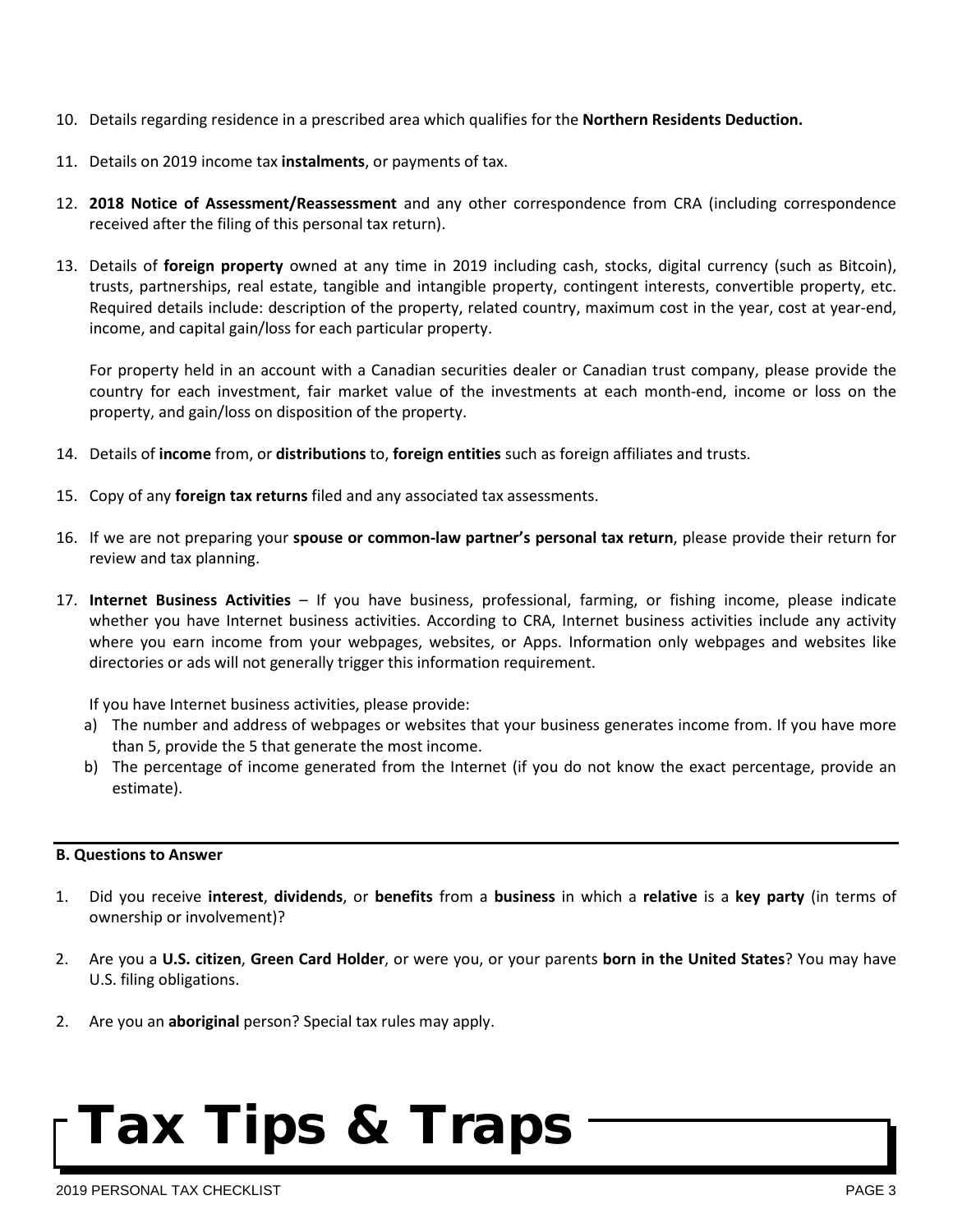10. Details regarding residence in a prescribed area which qualifies for the **Northern Residents Deduction.**

11. Details on 2019 income tax **instalments**, or payments of tax.

12. **2018 Notice of Assessment/Reassessment** and any other correspondence from CRA (including correspondence received after the filing of this personal tax return).

13. Details of **foreign property** owned at any time in 2019 including cash, stocks, digital currency (such as Bitcoin), trusts, partnerships, real estate, tangible and intangible property, contingent interests, convertible property, etc. Required details include: description of the property, related country, maximum cost in the year, cost at year-end, income, and capital gain/loss for each particular property.

    For property held in an account with a Canadian securities dealer or Canadian trust company, please provide the country for each investment, fair market value of the investments at each month-end, income or loss on the property, and gain/loss on disposition of the property.

14. Details of **income** from, or **distributions** to, **foreign entities** such as foreign affiliates and trusts.

15. Copy of any **foreign tax returns** filed and any associated tax assessments.

16. If we are not preparing your **spouse or common-law partner's personal tax return**, please provide their return for review and tax planning.

17. **Internet Business Activities** – If you have business, professional, farming, or fishing income, please indicate whether you have Internet business activities. According to CRA, Internet business activities include any activity where you earn income from your webpages, websites, or Apps. Information only webpages and websites like directories or ads will not generally trigger this information requirement.

    If you have Internet business activities, please provide:

    a) The number and address of webpages or websites that your business generates income from. If you have more than 5, provide the 5 that generate the most income.
    b) The percentage of income generated from the Internet (if you do not know the exact percentage, provide an estimate).

---

**B. Questions to Answer**

1. Did you receive **interest**, **dividends**, or **benefits** from a **business** in which a **relative** is a **key party** (in terms of ownership or involvement)?

2. Are you a **U.S. citizen**, **Green Card Holder**, or were you, or your parents **born in the United States**? You may have U.S. filing obligations.

2. Are you an **aboriginal** person? Special tax rules may apply.

# Tax Tips & Traps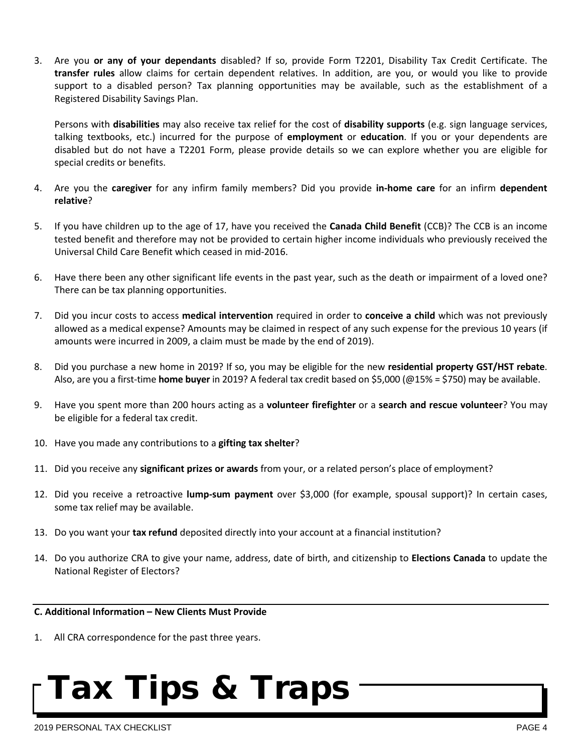3. Are you **or any of your dependants** disabled? If so, provide Form T2201, Disability Tax Credit Certificate. The **transfer rules** allow claims for certain dependent relatives. In addition, are you, or would you like to provide support to a disabled person? Tax planning opportunities may be available, such as the establishment of a Registered Disability Savings Plan.

   Persons with **disabilities** may also receive tax relief for the cost of **disability supports** (e.g. sign language services, talking textbooks, etc.) incurred for the purpose of **employment** or **education**. If you or your dependents are disabled but do not have a T2201 Form, please provide details so we can explore whether you are eligible for special credits or benefits.

4. Are you the **caregiver** for any infirm family members? Did you provide **in-home care** for an infirm **dependent relative**?

5. If you have children up to the age of 17, have you received the **Canada Child Benefit** (CCB)? The CCB is an income tested benefit and therefore may not be provided to certain higher income individuals who previously received the Universal Child Care Benefit which ceased in mid-2016.

6. Have there been any other significant life events in the past year, such as the death or impairment of a loved one? There can be tax planning opportunities.

7. Did you incur costs to access **medical intervention** required in order to **conceive a child** which was not previously allowed as a medical expense? Amounts may be claimed in respect of any such expense for the previous 10 years (if amounts were incurred in 2009, a claim must be made by the end of 2019).

8. Did you purchase a new home in 2019? If so, you may be eligible for the new **residential property GST/HST rebate**. Also, are you a first-time **home buyer** in 2019? A federal tax credit based on $5,000 (@15% = $750) may be available.

9. Have you spent more than 200 hours acting as a **volunteer firefighter** or a **search and rescue volunteer**? You may be eligible for a federal tax credit.

10. Have you made any contributions to a **gifting tax shelter**?

11. Did you receive any **significant prizes or awards** from your, or a related person's place of employment?

12. Did you receive a retroactive **lump-sum payment** over $3,000 (for example, spousal support)? In certain cases, some tax relief may be available.

13. Do you want your **tax refund** deposited directly into your account at a financial institution?

14. Do you authorize CRA to give your name, address, date of birth, and citizenship to **Elections Canada** to update the National Register of Electors?

---

**C. Additional Information – New Clients Must Provide**

1. All CRA correspondence for the past three years.

# Tax Tips & Traps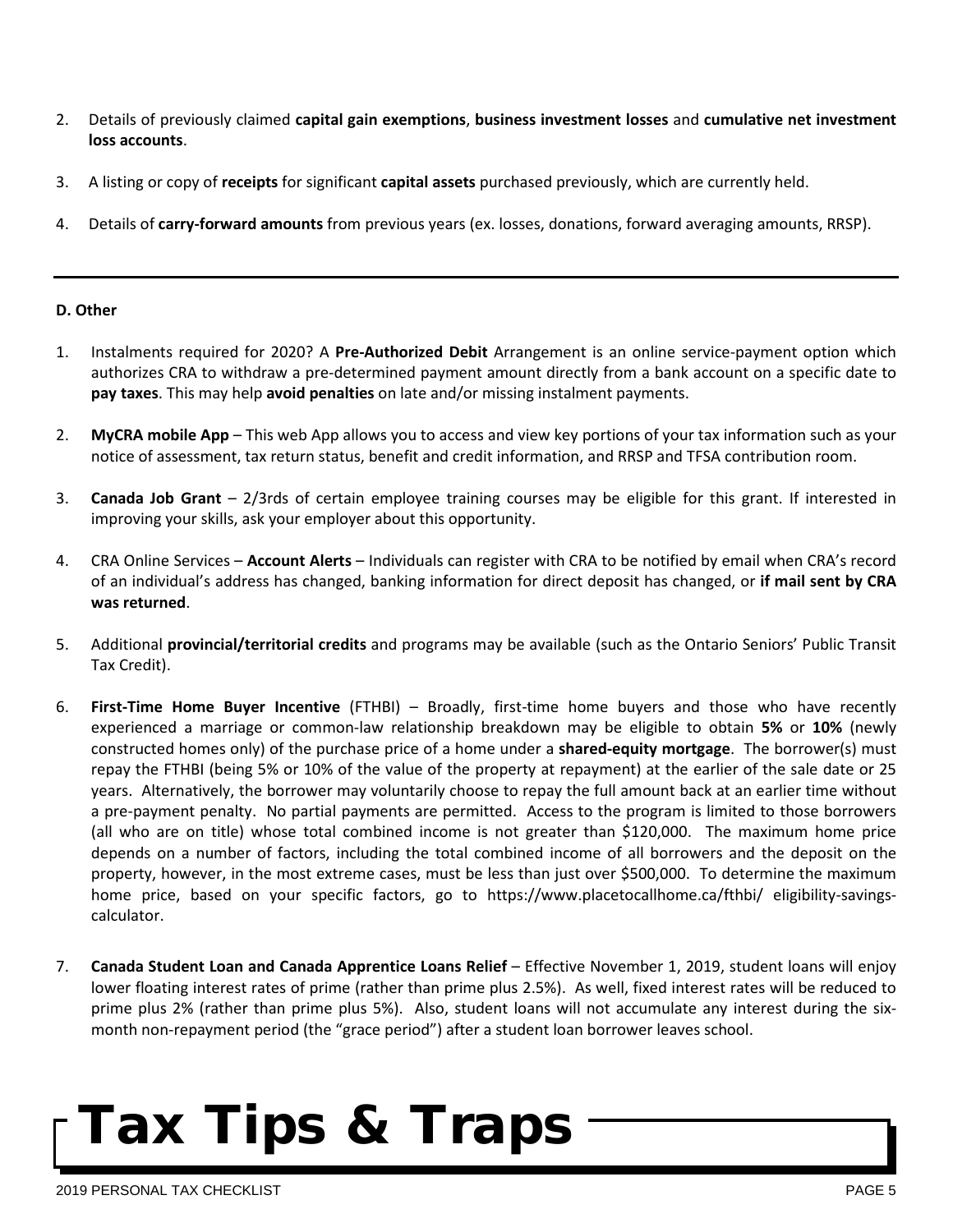2. Details of previously claimed **capital gain exemptions**, **business investment losses** and **cumulative net investment loss accounts**.

3. A listing or copy of **receipts** for significant **capital assets** purchased previously, which are currently held.

4. Details of **carry-forward amounts** from previous years (ex. losses, donations, forward averaging amounts, RRSP).

---

**D. Other**

1. Instalments required for 2020? A **Pre-Authorized Debit** Arrangement is an online service-payment option which authorizes CRA to withdraw a pre-determined payment amount directly from a bank account on a specific date to **pay taxes**. This may help **avoid penalties** on late and/or missing instalment payments.

2. **MyCRA mobile App** – This web App allows you to access and view key portions of your tax information such as your notice of assessment, tax return status, benefit and credit information, and RRSP and TFSA contribution room.

3. **Canada Job Grant** – 2/3rds of certain employee training courses may be eligible for this grant. If interested in improving your skills, ask your employer about this opportunity.

4. CRA Online Services – **Account Alerts** – Individuals can register with CRA to be notified by email when CRA's record of an individual's address has changed, banking information for direct deposit has changed, or **if mail sent by CRA was returned**.

5. Additional **provincial/territorial credits** and programs may be available (such as the Ontario Seniors' Public Transit Tax Credit).

6. **First-Time Home Buyer Incentive** (FTHBI) – Broadly, first-time home buyers and those who have recently experienced a marriage or common-law relationship breakdown may be eligible to obtain **5%** or **10%** (newly constructed homes only) of the purchase price of a home under a **shared-equity mortgage**. The borrower(s) must repay the FTHBI (being 5% or 10% of the value of the property at repayment) at the earlier of the sale date or 25 years. Alternatively, the borrower may voluntarily choose to repay the full amount back at an earlier time without a pre-payment penalty. No partial payments are permitted. Access to the program is limited to those borrowers (all who are on title) whose total combined income is not greater than $120,000. The maximum home price depends on a number of factors, including the total combined income of all borrowers and the deposit on the property, however, in the most extreme cases, must be less than just over $500,000. To determine the maximum home price, based on your specific factors, go to https://www.placetocallhome.ca/fthbi/ eligibility-savings-calculator.

7. **Canada Student Loan and Canada Apprentice Loans Relief** – Effective November 1, 2019, student loans will enjoy lower floating interest rates of prime (rather than prime plus 2.5%). As well, fixed interest rates will be reduced to prime plus 2% (rather than prime plus 5%). Also, student loans will not accumulate any interest during the six-month non-repayment period (the "grace period") after a student loan borrower leaves school.

# Tax Tips & Traps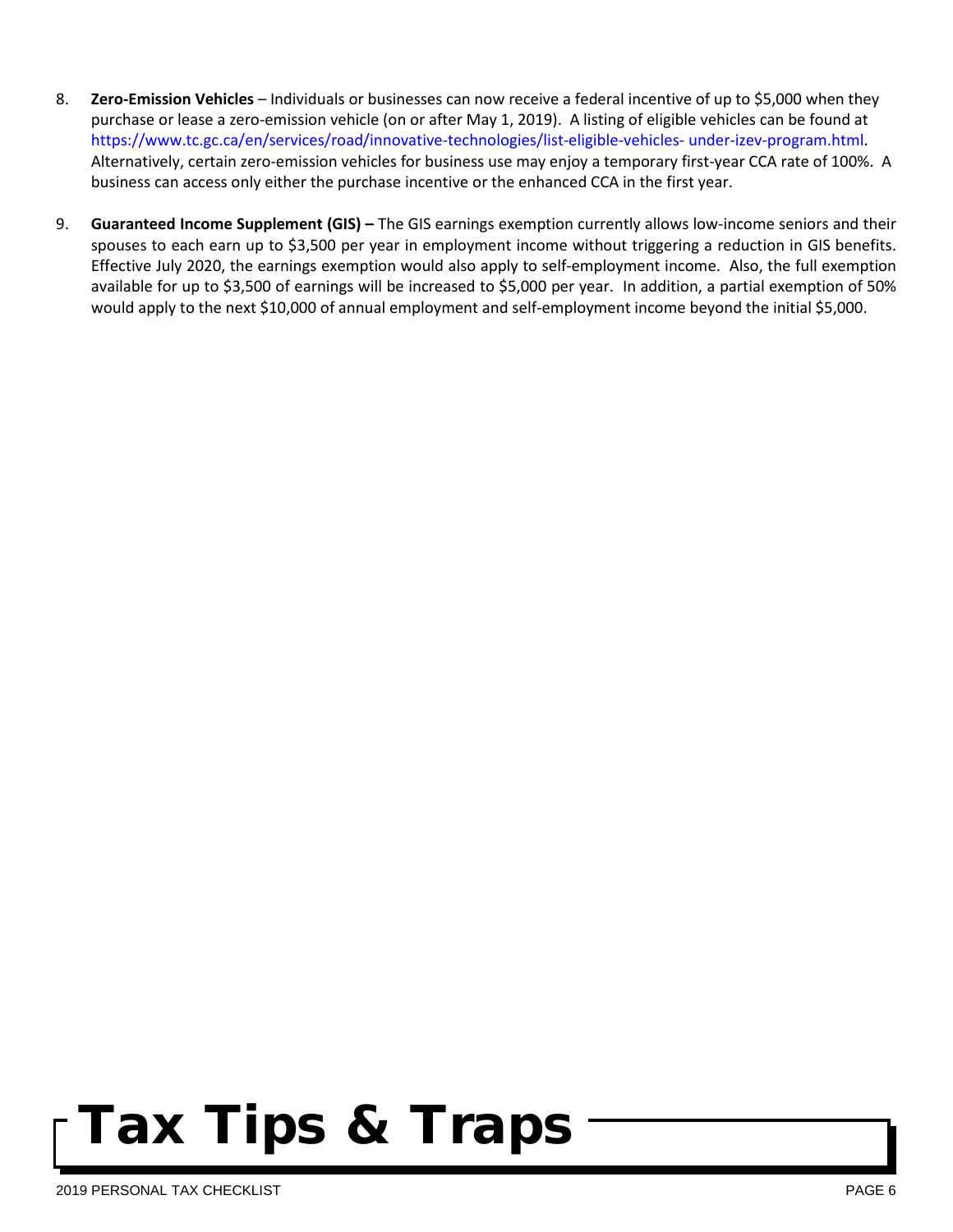8. **Zero-Emission Vehicles** – Individuals or businesses can now receive a federal incentive of up to $5,000 when they purchase or lease a zero-emission vehicle (on or after May 1, 2019). A listing of eligible vehicles can be found at https://www.tc.gc.ca/en/services/road/innovative-technologies/list-eligible-vehicles- under-izev-program.html. Alternatively, certain zero-emission vehicles for business use may enjoy a temporary first-year CCA rate of 100%. A business can access only either the purchase incentive or the enhanced CCA in the first year.

9. **Guaranteed Income Supplement (GIS) –** The GIS earnings exemption currently allows low-income seniors and their spouses to each earn up to $3,500 per year in employment income without triggering a reduction in GIS benefits. Effective July 2020, the earnings exemption would also apply to self-employment income. Also, the full exemption available for up to $3,500 of earnings will be increased to $5,000 per year. In addition, a partial exemption of 50% would apply to the next $10,000 of annual employment and self-employment income beyond the initial $5,000.